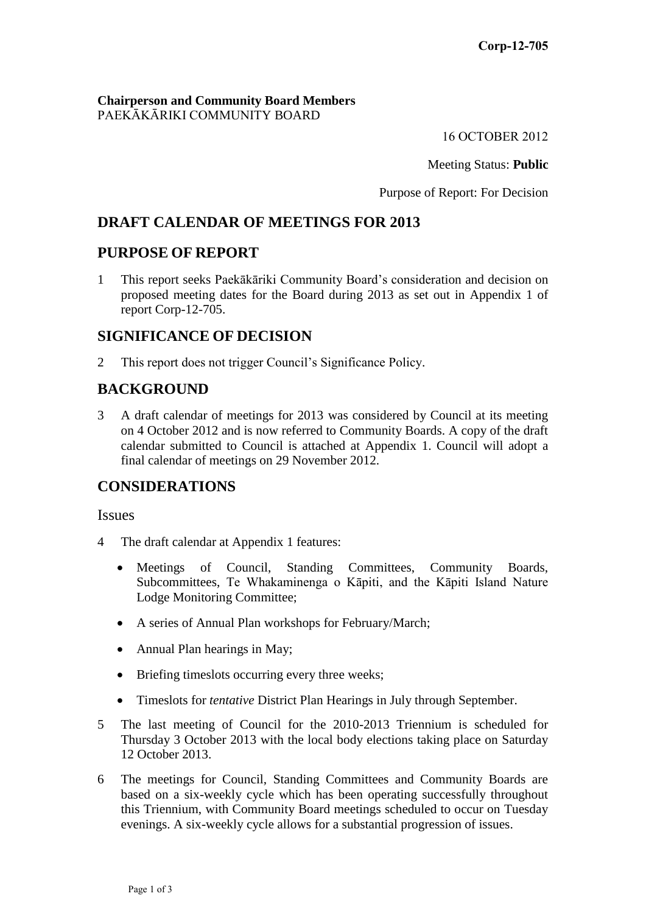**Corp-12-705**

**Chairperson and Community Board Members**
PAEKĀKĀRIKI COMMUNITY BOARD

16 OCTOBER 2012

Meeting Status: **Public**

Purpose of Report: For Decision

## DRAFT CALENDAR OF MEETINGS FOR 2013

## PURPOSE OF REPORT

1 This report seeks Paekākāriki Community Board's consideration and decision on proposed meeting dates for the Board during 2013 as set out in Appendix 1 of report Corp-12-705.

## SIGNIFICANCE OF DECISION

2 This report does not trigger Council's Significance Policy.

## BACKGROUND

3 A draft calendar of meetings for 2013 was considered by Council at its meeting on 4 October 2012 and is now referred to Community Boards. A copy of the draft calendar submitted to Council is attached at Appendix 1. Council will adopt a final calendar of meetings on 29 November 2012.

## CONSIDERATIONS

### Issues

4 The draft calendar at Appendix 1 features:

- Meetings of Council, Standing Committees, Community Boards, Subcommittees, Te Whakaminenga o Kāpiti, and the Kāpiti Island Nature Lodge Monitoring Committee;
- A series of Annual Plan workshops for February/March;
- Annual Plan hearings in May;
- Briefing timeslots occurring every three weeks;
- Timeslots for *tentative* District Plan Hearings in July through September.

5 The last meeting of Council for the 2010-2013 Triennium is scheduled for Thursday 3 October 2013 with the local body elections taking place on Saturday 12 October 2013.

6 The meetings for Council, Standing Committees and Community Boards are based on a six-weekly cycle which has been operating successfully throughout this Triennium, with Community Board meetings scheduled to occur on Tuesday evenings. A six-weekly cycle allows for a substantial progression of issues.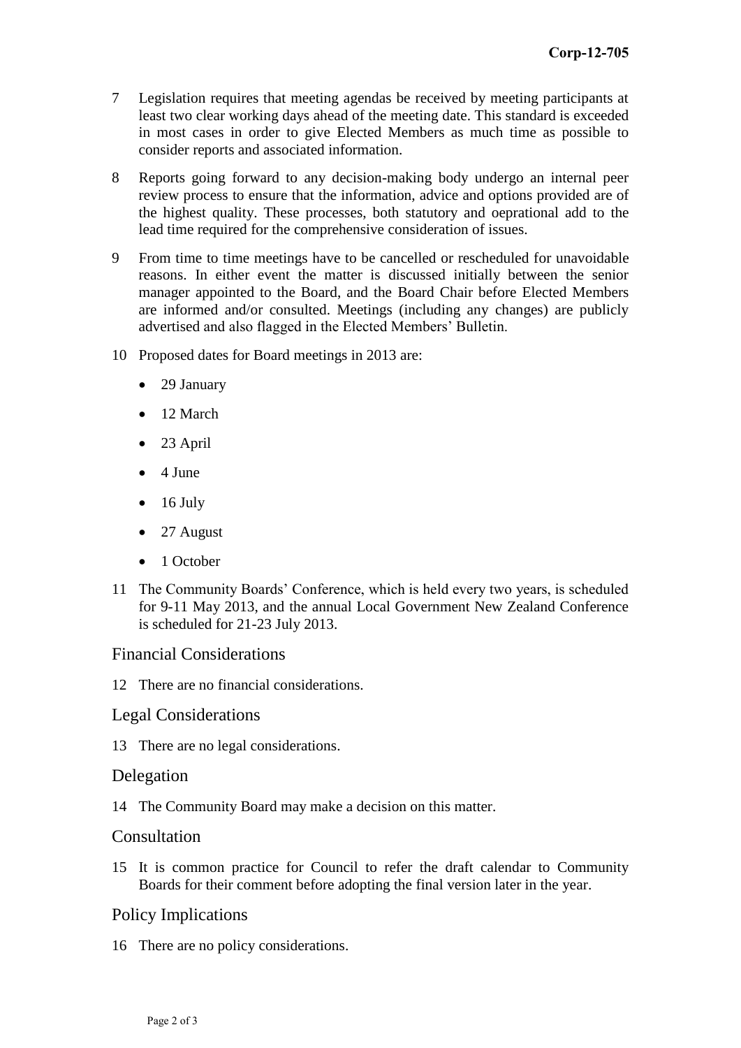7 Legislation requires that meeting agendas be received by meeting participants at least two clear working days ahead of the meeting date. This standard is exceeded in most cases in order to give Elected Members as much time as possible to consider reports and associated information.

8 Reports going forward to any decision-making body undergo an internal peer review process to ensure that the information, advice and options provided are of the highest quality. These processes, both statutory and oeprational add to the lead time required for the comprehensive consideration of issues.

9 From time to time meetings have to be cancelled or rescheduled for unavoidable reasons. In either event the matter is discussed initially between the senior manager appointed to the Board, and the Board Chair before Elected Members are informed and/or consulted. Meetings (including any changes) are publicly advertised and also flagged in the Elected Members' Bulletin.

10 Proposed dates for Board meetings in 2013 are:

- 29 January
- 12 March
- 23 April
- 4 June
- 16 July
- 27 August
- 1 October

11 The Community Boards' Conference, which is held every two years, is scheduled for 9-11 May 2013, and the annual Local Government New Zealand Conference is scheduled for 21-23 July 2013.

## Financial Considerations

12 There are no financial considerations.

## Legal Considerations

13 There are no legal considerations.

## Delegation

14 The Community Board may make a decision on this matter.

## Consultation

15 It is common practice for Council to refer the draft calendar to Community Boards for their comment before adopting the final version later in the year.

## Policy Implications

16 There are no policy considerations.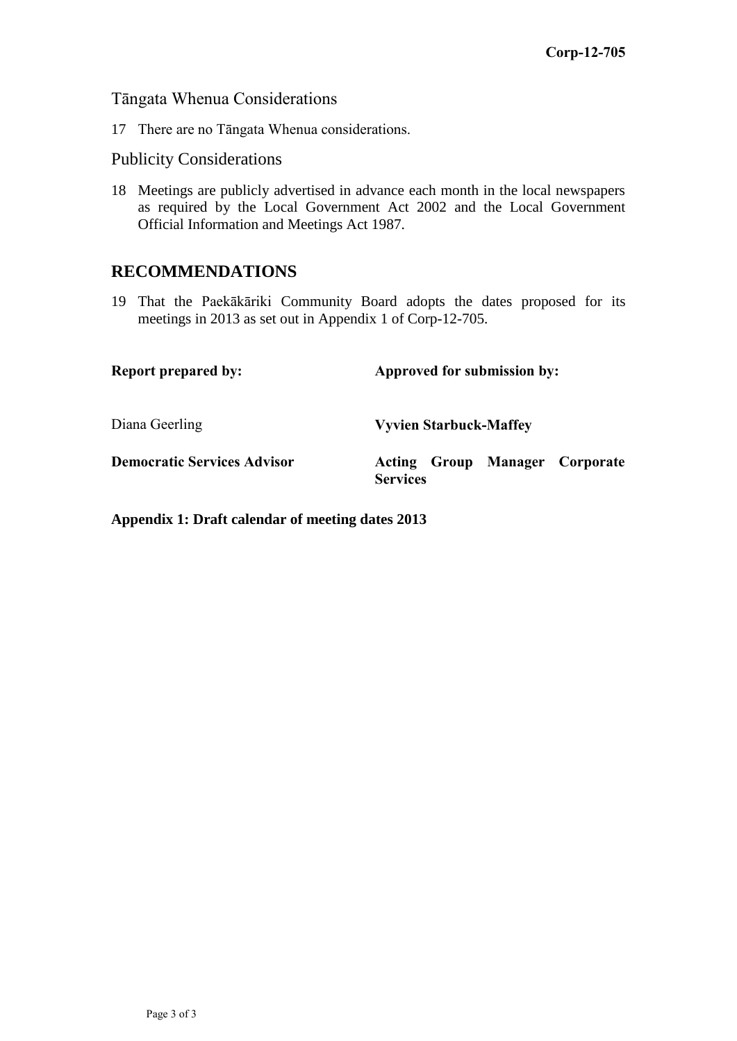## Tāngata Whenua Considerations

17 There are no Tāngata Whenua considerations.

## Publicity Considerations

18 Meetings are publicly advertised in advance each month in the local newspapers as required by the Local Government Act 2002 and the Local Government Official Information and Meetings Act 1987.

# RECOMMENDATIONS

19 That the Paekākāriki Community Board adopts the dates proposed for its meetings in 2013 as set out in Appendix 1 of Corp-12-705.

| | |
|---|---|
| **Report prepared by:** | **Approved for submission by:** |
| Diana Geerling | **Vyvien Starbuck-Maffey** |
| **Democratic Services Advisor** | **Acting Group Manager Corporate Services** |

**Appendix 1: Draft calendar of meeting dates 2013**